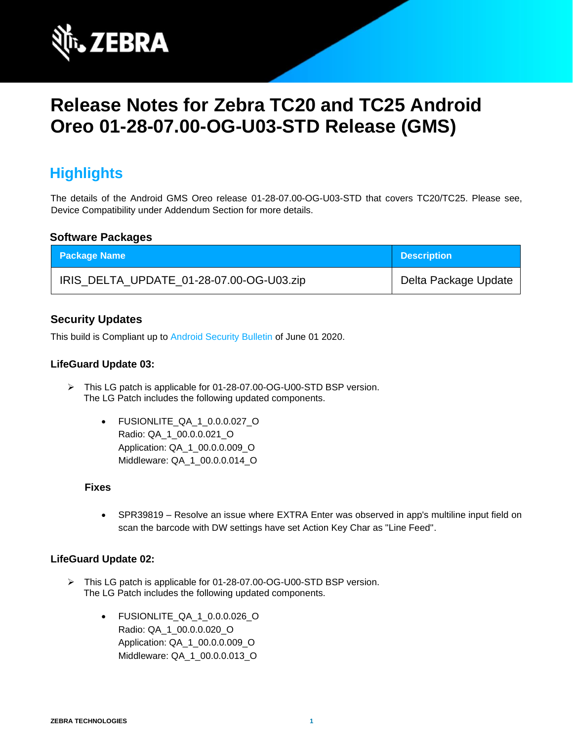# Release Notes for Zebra TC20 and TC25 Android Oreo 01-28-07.00-OG-U03-STD Release (GMS)

## Highlights

The details of the Android GMS Oreo release 01-28-07.00-OG-U03-STD that covers TC20/TC25. Please see, Device Compatibility under Addendum Section for more details.

### Software Packages

| Package Name | Description |
| --- | --- |
| IRIS_DELTA_UPDATE_01-28-07.00-OG-U03.zip | Delta Package Update |

### Security Updates

This build is Compliant up to Android Security Bulletin of June 01 2020.

#### LifeGuard Update 03:

- This LG patch is applicable for 01-28-07.00-OG-U00-STD BSP version.
  The LG Patch includes the following updated components.

  - FUSIONLITE_QA_1_0.0.0.027_O
    Radio: QA_1_00.0.0.021_O
    Application: QA_1_00.0.0.009_O
    Middleware: QA_1_00.0.0.014_O

  **Fixes**

  - SPR39819 – Resolve an issue where EXTRA Enter was observed in app's multiline input field on scan the barcode with DW settings have set Action Key Char as "Line Feed".

#### LifeGuard Update 02:

- This LG patch is applicable for 01-28-07.00-OG-U00-STD BSP version.
  The LG Patch includes the following updated components.

  - FUSIONLITE_QA_1_0.0.0.026_O
    Radio: QA_1_00.0.0.020_O
    Application: QA_1_00.0.0.009_O
    Middleware: QA_1_00.0.0.013_O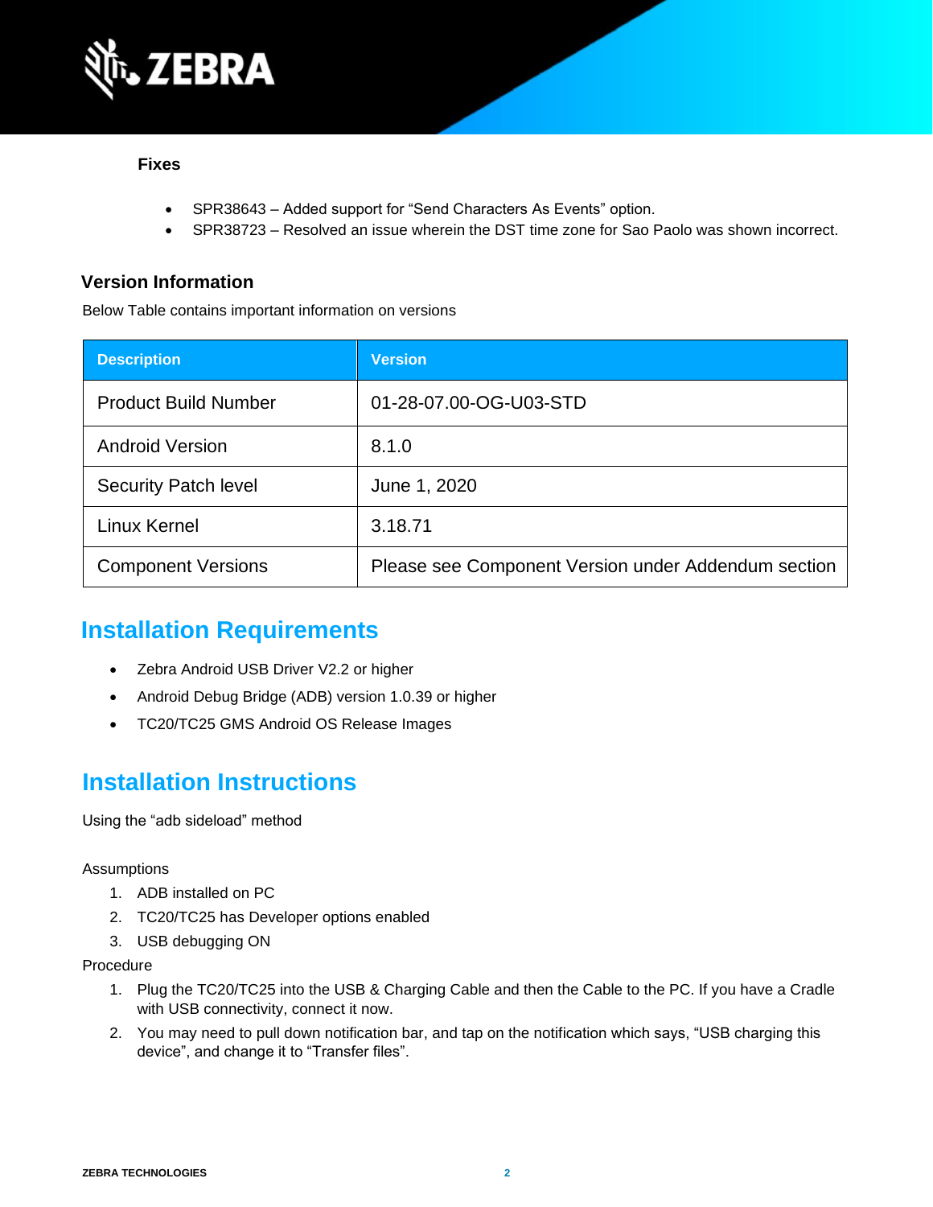### Fixes

- SPR38643 – Added support for “Send Characters As Events” option.
- SPR38723 – Resolved an issue wherein the DST time zone for Sao Paolo was shown incorrect.

### Version Information

Below Table contains important information on versions

| Description | Version |
|---|---|
| Product Build Number | 01-28-07.00-OG-U03-STD |
| Android Version | 8.1.0 |
| Security Patch level | June 1, 2020 |
| Linux Kernel | 3.18.71 |
| Component Versions | Please see Component Version under Addendum section |

## Installation Requirements

- Zebra Android USB Driver V2.2 or higher
- Android Debug Bridge (ADB) version 1.0.39 or higher
- TC20/TC25 GMS Android OS Release Images

## Installation Instructions

Using the “adb sideload” method

Assumptions

1. ADB installed on PC
2. TC20/TC25 has Developer options enabled
3. USB debugging ON

Procedure

1. Plug the TC20/TC25 into the USB & Charging Cable and then the Cable to the PC. If you have a Cradle with USB connectivity, connect it now.
2. You may need to pull down notification bar, and tap on the notification which says, “USB charging this device”, and change it to “Transfer files”.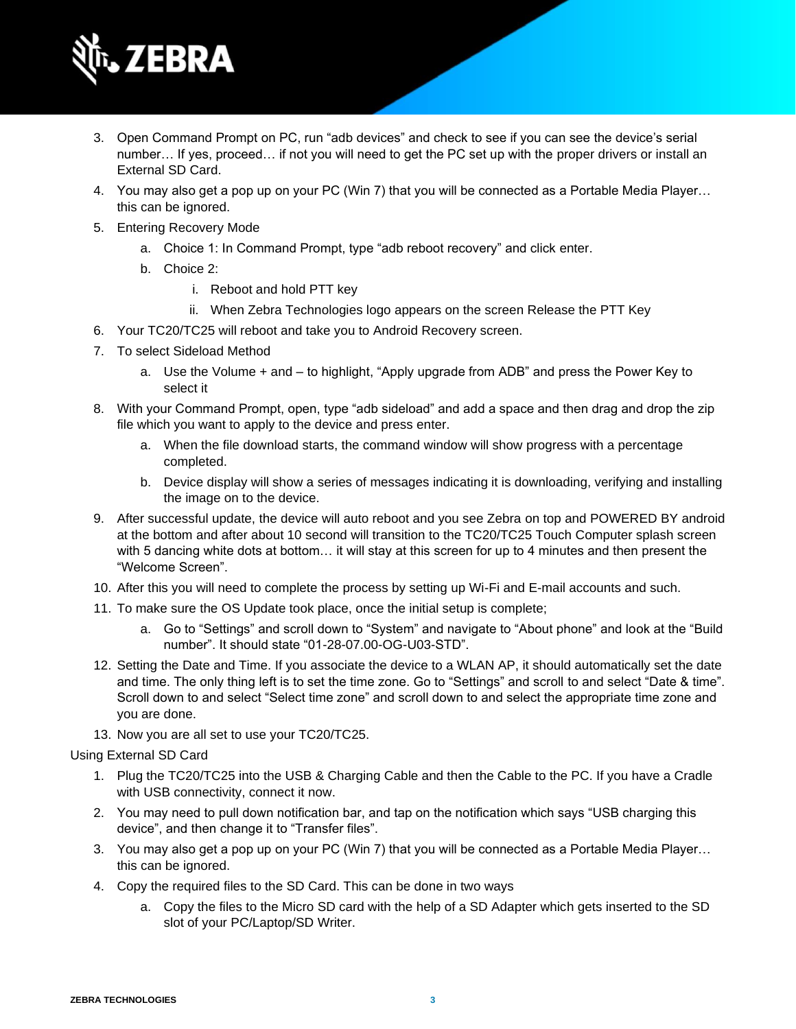3. Open Command Prompt on PC, run “adb devices” and check to see if you can see the device’s serial number… If yes, proceed… if not you will need to get the PC set up with the proper drivers or install an External SD Card.
4. You may also get a pop up on your PC (Win 7) that you will be connected as a Portable Media Player… this can be ignored.
5. Entering Recovery Mode
    a. Choice 1: In Command Prompt, type “adb reboot recovery” and click enter.
    b. Choice 2:
        i. Reboot and hold PTT key
        ii. When Zebra Technologies logo appears on the screen Release the PTT Key
6. Your TC20/TC25 will reboot and take you to Android Recovery screen.
7. To select Sideload Method
    a. Use the Volume + and – to highlight, “Apply upgrade from ADB” and press the Power Key to select it
8. With your Command Prompt, open, type “adb sideload” and add a space and then drag and drop the zip file which you want to apply to the device and press enter.
    a. When the file download starts, the command window will show progress with a percentage completed.
    b. Device display will show a series of messages indicating it is downloading, verifying and installing the image on to the device.
9. After successful update, the device will auto reboot and you see Zebra on top and POWERED BY android at the bottom and after about 10 second will transition to the TC20/TC25 Touch Computer splash screen with 5 dancing white dots at bottom… it will stay at this screen for up to 4 minutes and then present the “Welcome Screen”.
10. After this you will need to complete the process by setting up Wi-Fi and E-mail accounts and such.
11. To make sure the OS Update took place, once the initial setup is complete;
    a. Go to “Settings” and scroll down to “System” and navigate to “About phone” and look at the “Build number”. It should state “01-28-07.00-OG-U03-STD”.
12. Setting the Date and Time. If you associate the device to a WLAN AP, it should automatically set the date and time. The only thing left is to set the time zone. Go to “Settings” and scroll to and select “Date & time”. Scroll down to and select “Select time zone” and scroll down to and select the appropriate time zone and you are done.
13. Now you are all set to use your TC20/TC25.

Using External SD Card

1. Plug the TC20/TC25 into the USB & Charging Cable and then the Cable to the PC. If you have a Cradle with USB connectivity, connect it now.
2. You may need to pull down notification bar, and tap on the notification which says “USB charging this device”, and then change it to “Transfer files”.
3. You may also get a pop up on your PC (Win 7) that you will be connected as a Portable Media Player… this can be ignored.
4. Copy the required files to the SD Card. This can be done in two ways
    a. Copy the files to the Micro SD card with the help of a SD Adapter which gets inserted to the SD slot of your PC/Laptop/SD Writer.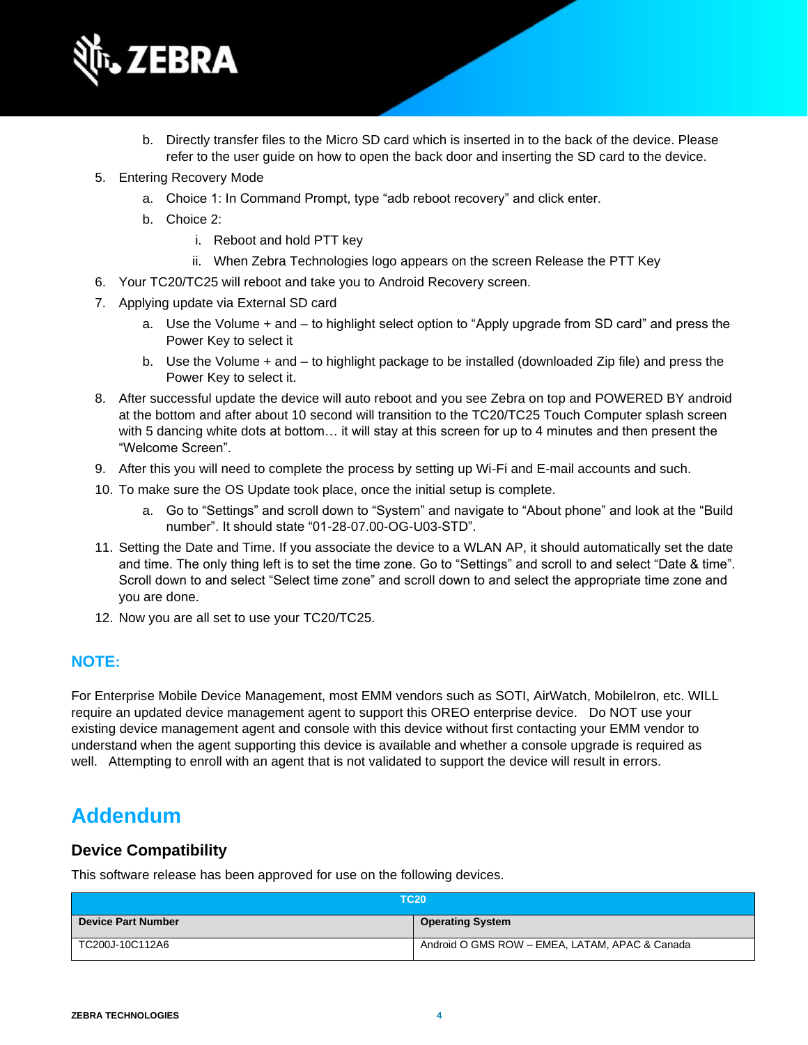b. Directly transfer files to the Micro SD card which is inserted in to the back of the device. Please refer to the user guide on how to open the back door and inserting the SD card to the device.

5. Entering Recovery Mode
   a. Choice 1: In Command Prompt, type “adb reboot recovery” and click enter.
   b. Choice 2:
      i. Reboot and hold PTT key
      ii. When Zebra Technologies logo appears on the screen Release the PTT Key
6. Your TC20/TC25 will reboot and take you to Android Recovery screen.
7. Applying update via External SD card
   a. Use the Volume + and – to highlight select option to “Apply upgrade from SD card” and press the Power Key to select it
   b. Use the Volume + and – to highlight package to be installed (downloaded Zip file) and press the Power Key to select it.
8. After successful update the device will auto reboot and you see Zebra on top and POWERED BY android at the bottom and after about 10 second will transition to the TC20/TC25 Touch Computer splash screen with 5 dancing white dots at bottom… it will stay at this screen for up to 4 minutes and then present the “Welcome Screen”.
9. After this you will need to complete the process by setting up Wi-Fi and E-mail accounts and such.
10. To make sure the OS Update took place, once the initial setup is complete.
    a. Go to “Settings” and scroll down to “System” and navigate to “About phone” and look at the “Build number”. It should state “01-28-07.00-OG-U03-STD”.
11. Setting the Date and Time. If you associate the device to a WLAN AP, it should automatically set the date and time. The only thing left is to set the time zone. Go to “Settings” and scroll to and select “Date & time”. Scroll down to and select “Select time zone” and scroll down to and select the appropriate time zone and you are done.
12. Now you are all set to use your TC20/TC25.

### NOTE:

For Enterprise Mobile Device Management, most EMM vendors such as SOTI, AirWatch, MobileIron, etc. WILL require an updated device management agent to support this OREO enterprise device. Do NOT use your existing device management agent and console with this device without first contacting your EMM vendor to understand when the agent supporting this device is available and whether a console upgrade is required as well. Attempting to enroll with an agent that is not validated to support the device will result in errors.

# Addendum

## Device Compatibility

This software release has been approved for use on the following devices.

| TC20 | |
|---|---|
| **Device Part Number** | **Operating System** |
| TC200J-10C112A6 | Android O GMS ROW – EMEA, LATAM, APAC & Canada |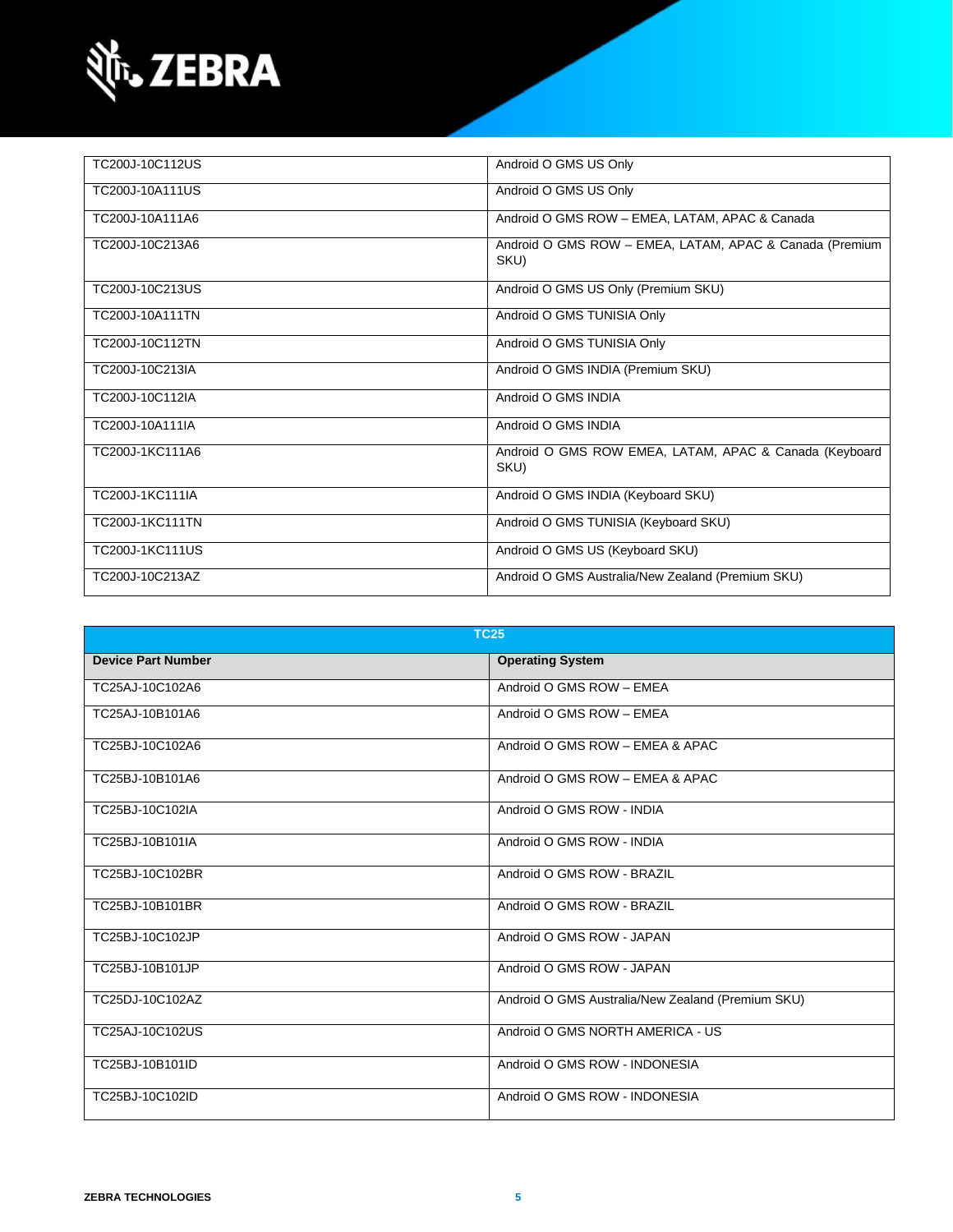| | |
|---|---|
| TC200J-10C112US | Android O GMS US Only |
| TC200J-10A111US | Android O GMS US Only |
| TC200J-10A111A6 | Android O GMS ROW – EMEA, LATAM, APAC & Canada |
| TC200J-10C213A6 | Android O GMS ROW – EMEA, LATAM, APAC & Canada (Premium SKU) |
| TC200J-10C213US | Android O GMS US Only (Premium SKU) |
| TC200J-10A111TN | Android O GMS TUNISIA Only |
| TC200J-10C112TN | Android O GMS TUNISIA Only |
| TC200J-10C213IA | Android O GMS INDIA (Premium SKU) |
| TC200J-10C112IA | Android O GMS INDIA |
| TC200J-10A111IA | Android O GMS INDIA |
| TC200J-1KC111A6 | Android O GMS ROW EMEA, LATAM, APAC & Canada (Keyboard SKU) |
| TC200J-1KC111IA | Android O GMS INDIA (Keyboard SKU) |
| TC200J-1KC111TN | Android O GMS TUNISIA (Keyboard SKU) |
| TC200J-1KC111US | Android O GMS US (Keyboard SKU) |
| TC200J-10C213AZ | Android O GMS Australia/New Zealand (Premium SKU) |

| TC25 | |
|---|---|
| **Device Part Number** | **Operating System** |
| TC25AJ-10C102A6 | Android O GMS ROW – EMEA |
| TC25AJ-10B101A6 | Android O GMS ROW – EMEA |
| TC25BJ-10C102A6 | Android O GMS ROW – EMEA & APAC |
| TC25BJ-10B101A6 | Android O GMS ROW – EMEA & APAC |
| TC25BJ-10C102IA | Android O GMS ROW - INDIA |
| TC25BJ-10B101IA | Android O GMS ROW - INDIA |
| TC25BJ-10C102BR | Android O GMS ROW - BRAZIL |
| TC25BJ-10B101BR | Android O GMS ROW - BRAZIL |
| TC25BJ-10C102JP | Android O GMS ROW - JAPAN |
| TC25BJ-10B101JP | Android O GMS ROW - JAPAN |
| TC25DJ-10C102AZ | Android O GMS Australia/New Zealand (Premium SKU) |
| TC25AJ-10C102US | Android O GMS NORTH AMERICA - US |
| TC25BJ-10B101ID | Android O GMS ROW - INDONESIA |
| TC25BJ-10C102ID | Android O GMS ROW - INDONESIA |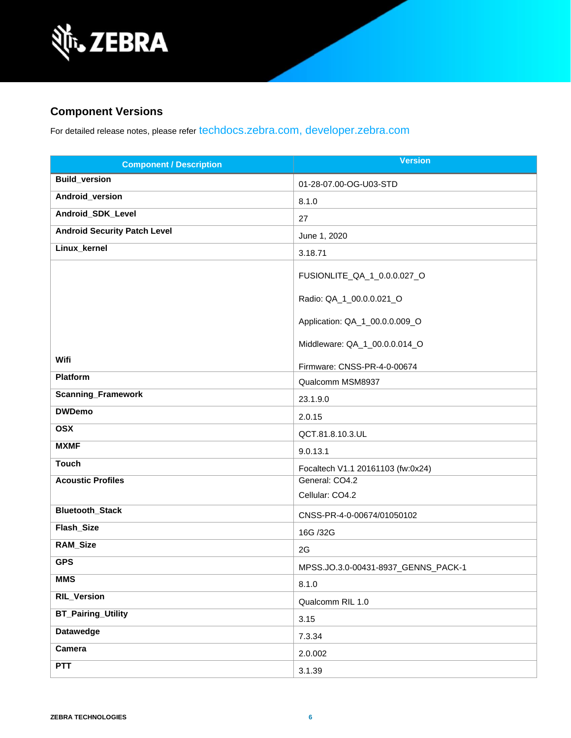## Component Versions

For detailed release notes, please refer techdocs.zebra.com, developer.zebra.com

| Component / Description | Version |
|---|---|
| **Build_version** | 01-28-07.00-OG-U03-STD |
| **Android_version** | 8.1.0 |
| **Android_SDK_Level** | 27 |
| **Android Security Patch Level** | June 1, 2020 |
| **Linux_kernel** | 3.18.71 |
| **Wifi** | FUSIONLITE_QA_1_0.0.0.027_O<br>Radio: QA_1_00.0.0.021_O<br>Application: QA_1_00.0.0.009_O<br>Middleware: QA_1_00.0.0.014_O<br>Firmware: CNSS-PR-4-0-00674 |
| **Platform** | Qualcomm MSM8937 |
| **Scanning_Framework** | 23.1.9.0 |
| **DWDemo** | 2.0.15 |
| **OSX** | QCT.81.8.10.3.UL |
| **MXMF** | 9.0.13.1 |
| **Touch** | Focaltech V1.1 20161103 (fw:0x24) |
| **Acoustic Profiles** | General: CO4.2<br>Cellular: CO4.2 |
| **Bluetooth_Stack** | CNSS-PR-4-0-00674/01050102 |
| **Flash_Size** | 16G /32G |
| **RAM_Size** | 2G |
| **GPS** | MPSS.JO.3.0-00431-8937_GENNS_PACK-1 |
| **MMS** | 8.1.0 |
| **RIL_Version** | Qualcomm RIL 1.0 |
| **BT_Pairing_Utility** | 3.15 |
| **Datawedge** | 7.3.34 |
| **Camera** | 2.0.002 |
| **PTT** | 3.1.39 |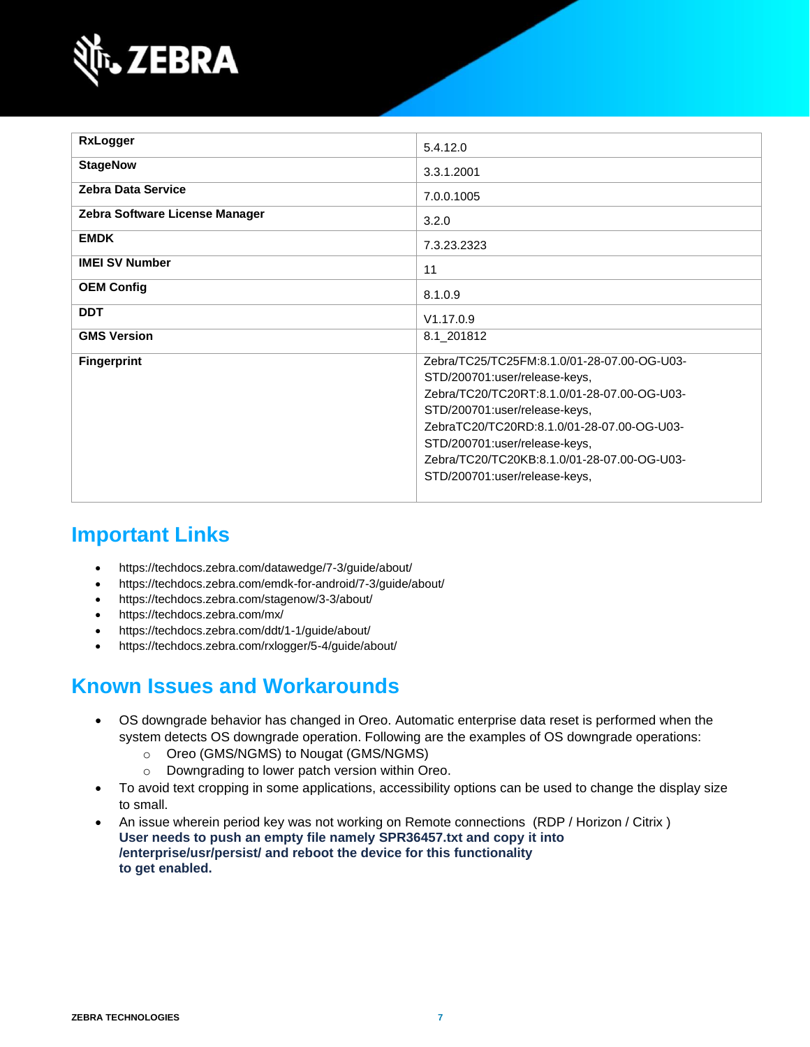| RxLogger | 5.4.12.0 |
|---|---|
| StageNow | 3.3.1.2001 |
| Zebra Data Service | 7.0.0.1005 |
| Zebra Software License Manager | 3.2.0 |
| EMDK | 7.3.23.2323 |
| IMEI SV Number | 11 |
| OEM Config | 8.1.0.9 |
| DDT | V1.17.0.9 |
| GMS Version | 8.1_201812 |
| Fingerprint | Zebra/TC25/TC25FM:8.1.0/01-28-07.00-OG-U03-STD/200701:user/release-keys, Zebra/TC20/TC20RT:8.1.0/01-28-07.00-OG-U03-STD/200701:user/release-keys, ZebraTC20/TC20RD:8.1.0/01-28-07.00-OG-U03-STD/200701:user/release-keys, Zebra/TC20/TC20KB:8.1.0/01-28-07.00-OG-U03-STD/200701:user/release-keys, |

## Important Links

- https://techdocs.zebra.com/datawedge/7-3/guide/about/
- https://techdocs.zebra.com/emdk-for-android/7-3/guide/about/
- https://techdocs.zebra.com/stagenow/3-3/about/
- https://techdocs.zebra.com/mx/
- https://techdocs.zebra.com/ddt/1-1/guide/about/
- https://techdocs.zebra.com/rxlogger/5-4/guide/about/

## Known Issues and Workarounds

- OS downgrade behavior has changed in Oreo. Automatic enterprise data reset is performed when the system detects OS downgrade operation. Following are the examples of OS downgrade operations:
  - Oreo (GMS/NGMS) to Nougat (GMS/NGMS)
  - Downgrading to lower patch version within Oreo.
- To avoid text cropping in some applications, accessibility options can be used to change the display size to small.
- An issue wherein period key was not working on Remote connections (RDP / Horizon / Citrix )
  **User needs to push an empty file namely SPR36457.txt and copy it into /enterprise/usr/persist/ and reboot the device for this functionality to get enabled.**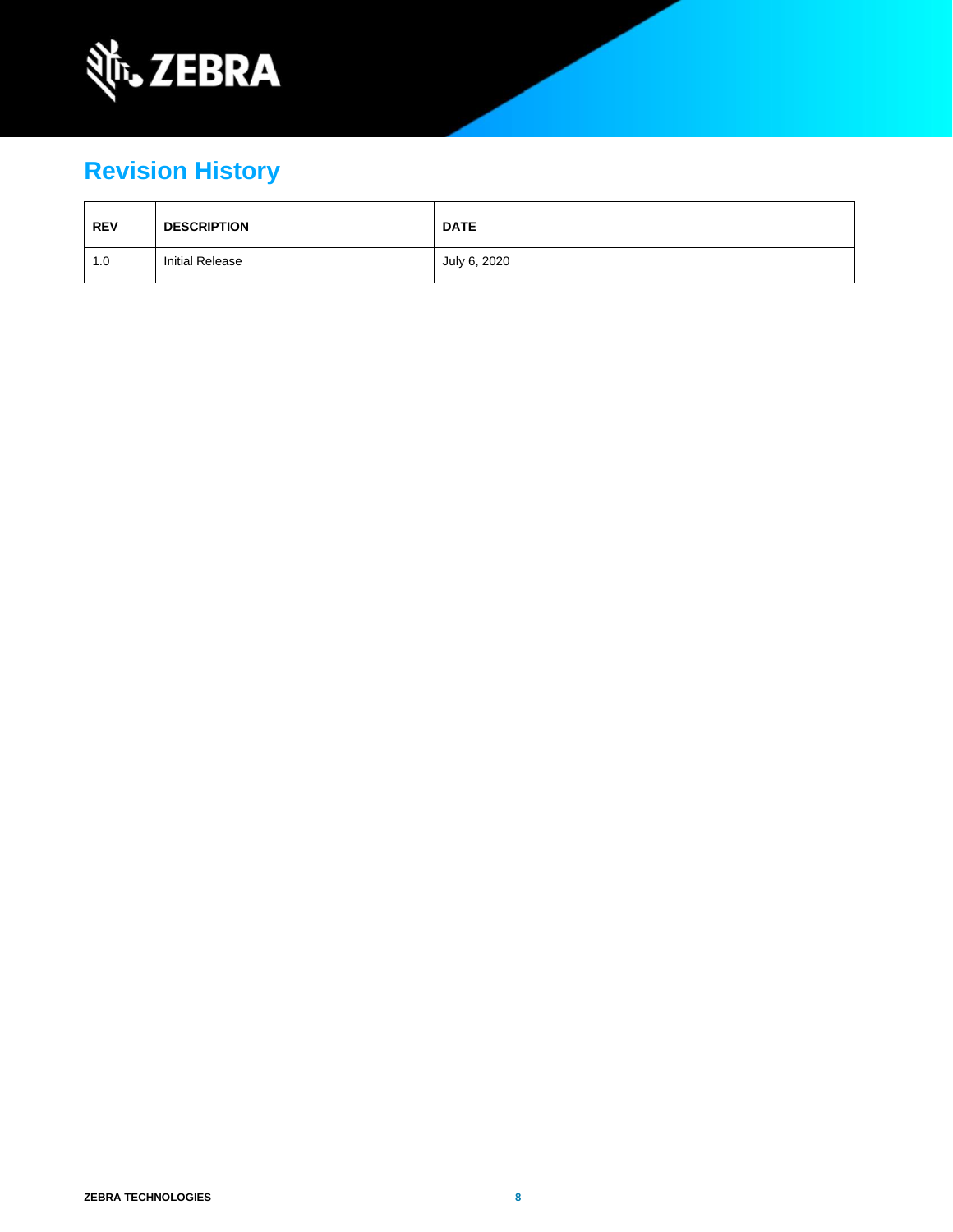# Revision History

| REV | DESCRIPTION | DATE |
|---|---|---|
| 1.0 | Initial Release | July 6, 2020 |